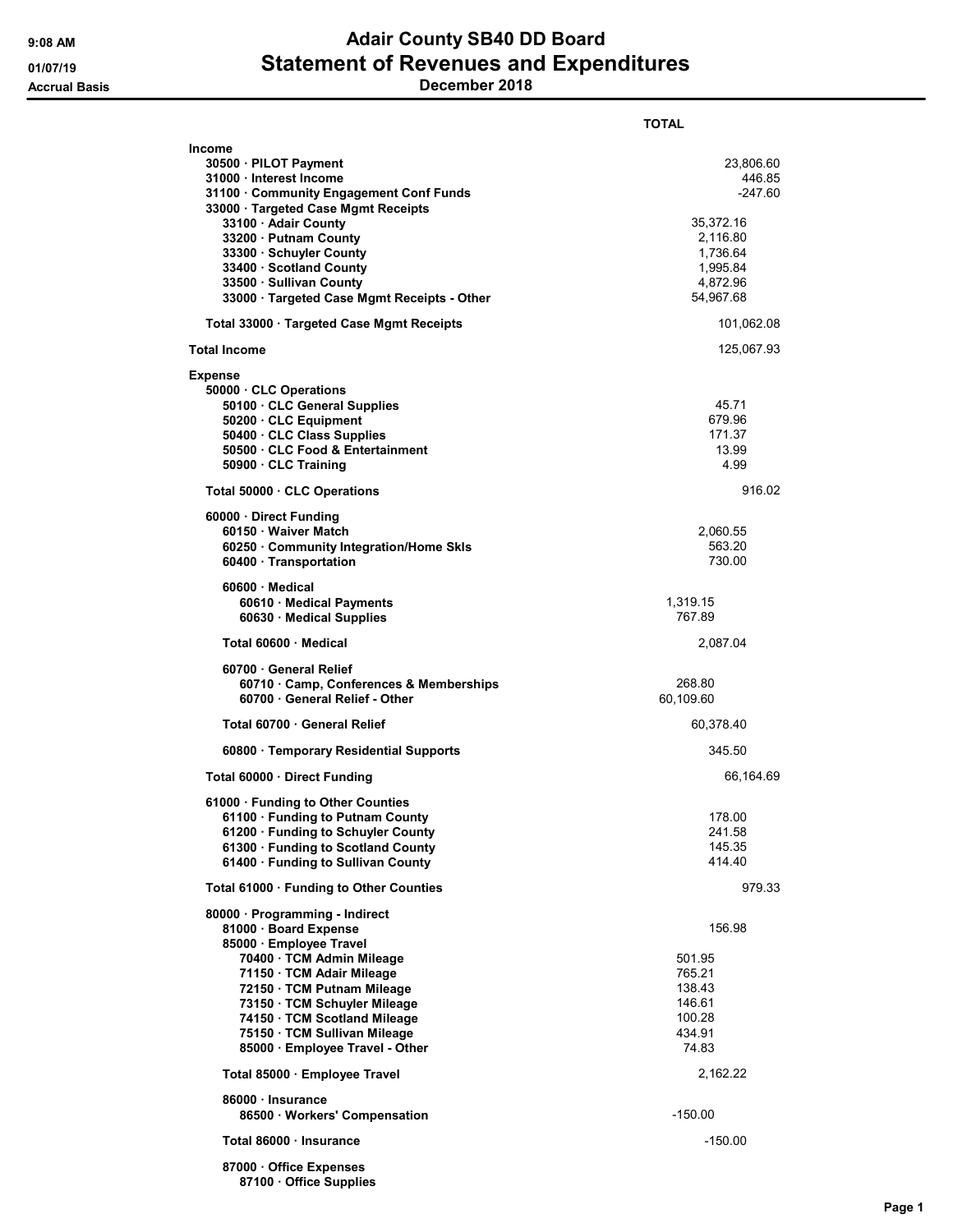# Adair County SB40 DD Board

## Statement of Revenues and Expenditures

### December 2018

9:08 AM
01/07/19
Accrual Basis

| | | TOTAL |
|---|---|---|
| **Income** | | |
| 30500 · PILOT Payment | | 23,806.60 |
| 31000 · Interest Income | | 446.85 |
| 31100 · Community Engagement Conf Funds | | -247.60 |
| 33000 · Targeted Case Mgmt Receipts | | |
| 33100 · Adair County | 35,372.16 | |
| 33200 · Putnam County | 2,116.80 | |
| 33300 · Schuyler County | 1,736.64 | |
| 33400 · Scotland County | 1,995.84 | |
| 33500 · Sullivan County | 4,872.96 | |
| 33000 · Targeted Case Mgmt Receipts - Other | 54,967.68 | |
| Total 33000 · Targeted Case Mgmt Receipts | | 101,062.08 |
| **Total Income** | | 125,067.93 |
| **Expense** | | |
| 50000 · CLC Operations | | |
| 50100 · CLC General Supplies | 45.71 | |
| 50200 · CLC Equipment | 679.96 | |
| 50400 · CLC Class Supplies | 171.37 | |
| 50500 · CLC Food & Entertainment | 13.99 | |
| 50900 · CLC Training | 4.99 | |
| Total 50000 · CLC Operations | | 916.02 |
| 60000 · Direct Funding | | |
| 60150 · Waiver Match | 2,060.55 | |
| 60250 · Community Integration/Home Skls | 563.20 | |
| 60400 · Transportation | 730.00 | |
| 60600 · Medical | | |
| 60610 · Medical Payments | 1,319.15 | |
| 60630 · Medical Supplies | 767.89 | |
| Total 60600 · Medical | 2,087.04 | |
| 60700 · General Relief | | |
| 60710 · Camp, Conferences & Memberships | 268.80 | |
| 60700 · General Relief - Other | 60,109.60 | |
| Total 60700 · General Relief | 60,378.40 | |
| 60800 · Temporary Residential Supports | 345.50 | |
| Total 60000 · Direct Funding | | 66,164.69 |
| 61000 · Funding to Other Counties | | |
| 61100 · Funding to Putnam County | 178.00 | |
| 61200 · Funding to Schuyler County | 241.58 | |
| 61300 · Funding to Scotland County | 145.35 | |
| 61400 · Funding to Sullivan County | 414.40 | |
| Total 61000 · Funding to Other Counties | | 979.33 |
| 80000 · Programming - Indirect | | |
| 81000 · Board Expense | 156.98 | |
| 85000 · Employee Travel | | |
| 70400 · TCM Admin Mileage | 501.95 | |
| 71150 · TCM Adair Mileage | 765.21 | |
| 72150 · TCM Putnam Mileage | 138.43 | |
| 73150 · TCM Schuyler Mileage | 146.61 | |
| 74150 · TCM Scotland Mileage | 100.28 | |
| 75150 · TCM Sullivan Mileage | 434.91 | |
| 85000 · Employee Travel - Other | 74.83 | |
| Total 85000 · Employee Travel | 2,162.22 | |
| 86000 · Insurance | | |
| 86500 · Workers' Compensation | -150.00 | |
| Total 86000 · Insurance | -150.00 | |
| 87000 · Office Expenses | | |
| 87100 · Office Supplies | | |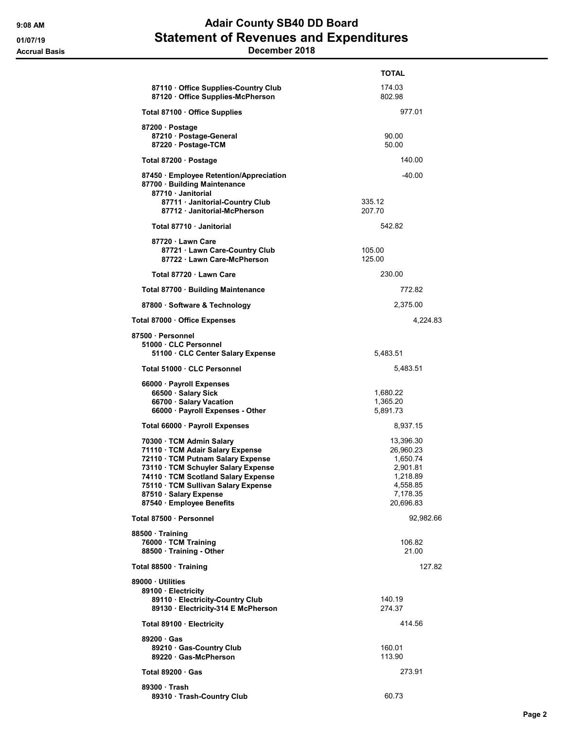# Adair County SB40 DD Board

## Statement of Revenues and Expenditures

### December 2018

Accrual Basis

| | TOTAL |
|---|---|
| 87110 · Office Supplies-Country Club | 174.03 |
| 87120 · Office Supplies-McPherson | 802.98 |
| Total 87100 · Office Supplies | 977.01 |
| 87200 · Postage | |
| 87210 · Postage-General | 90.00 |
| 87220 · Postage-TCM | 50.00 |
| Total 87200 · Postage | 140.00 |
| 87450 · Employee Retention/Appreciation | -40.00 |
| 87700 · Building Maintenance | |
| 87710 · Janitorial | |
| 87711 · Janitorial-Country Club | 335.12 |
| 87712 · Janitorial-McPherson | 207.70 |
| Total 87710 · Janitorial | 542.82 |
| 87720 · Lawn Care | |
| 87721 · Lawn Care-Country Club | 105.00 |
| 87722 · Lawn Care-McPherson | 125.00 |
| Total 87720 · Lawn Care | 230.00 |
| Total 87700 · Building Maintenance | 772.82 |
| 87800 · Software & Technology | 2,375.00 |
| Total 87000 · Office Expenses | 4,224.83 |
| 87500 · Personnel | |
| 51000 · CLC Personnel | |
| 51100 · CLC Center Salary Expense | 5,483.51 |
| Total 51000 · CLC Personnel | 5,483.51 |
| 66000 · Payroll Expenses | |
| 66500 · Salary Sick | 1,680.22 |
| 66700 · Salary Vacation | 1,365.20 |
| 66000 · Payroll Expenses - Other | 5,891.73 |
| Total 66000 · Payroll Expenses | 8,937.15 |
| 70300 · TCM Admin Salary | 13,396.30 |
| 71110 · TCM Adair Salary Expense | 26,960.23 |
| 72110 · TCM Putnam Salary Expense | 1,650.74 |
| 73110 · TCM Schuyler Salary Expense | 2,901.81 |
| 74110 · TCM Scotland Salary Expense | 1,218.89 |
| 75110 · TCM Sullivan Salary Expense | 4,558.85 |
| 87510 · Salary Expense | 7,178.35 |
| 87540 · Employee Benefits | 20,696.83 |
| Total 87500 · Personnel | 92,982.66 |
| 88500 · Training | |
| 76000 · TCM Training | 106.82 |
| 88500 · Training - Other | 21.00 |
| Total 88500 · Training | 127.82 |
| 89000 · Utilities | |
| 89100 · Electricity | |
| 89110 · Electricity-Country Club | 140.19 |
| 89130 · Electricity-314 E McPherson | 274.37 |
| Total 89100 · Electricity | 414.56 |
| 89200 · Gas | |
| 89210 · Gas-Country Club | 160.01 |
| 89220 · Gas-McPherson | 113.90 |
| Total 89200 · Gas | 273.91 |
| 89300 · Trash | |
| 89310 · Trash-Country Club | 60.73 |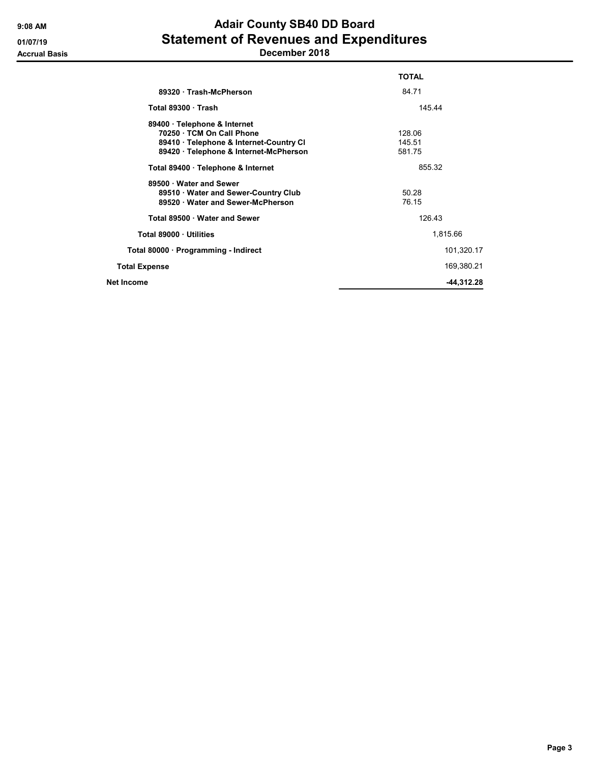# Adair County SB40 DD Board
## Statement of Revenues and Expenditures
### December 2018

9:08 AM
01/07/19
Accrual Basis

| | TOTAL |
|---|---|
| 89320 · Trash-McPherson | 84.71 |
| Total 89300 · Trash | 145.44 |
| 89400 · Telephone & Internet | |
| 70250 · TCM On Call Phone | 128.06 |
| 89410 · Telephone & Internet-Country Cl | 145.51 |
| 89420 · Telephone & Internet-McPherson | 581.75 |
| Total 89400 · Telephone & Internet | 855.32 |
| 89500 · Water and Sewer | |
| 89510 · Water and Sewer-Country Club | 50.28 |
| 89520 · Water and Sewer-McPherson | 76.15 |
| Total 89500 · Water and Sewer | 126.43 |
| Total 89000 · Utilities | 1,815.66 |
| Total 80000 · Programming - Indirect | 101,320.17 |
| Total Expense | 169,380.21 |
| **Net Income** | **-44,312.28** |